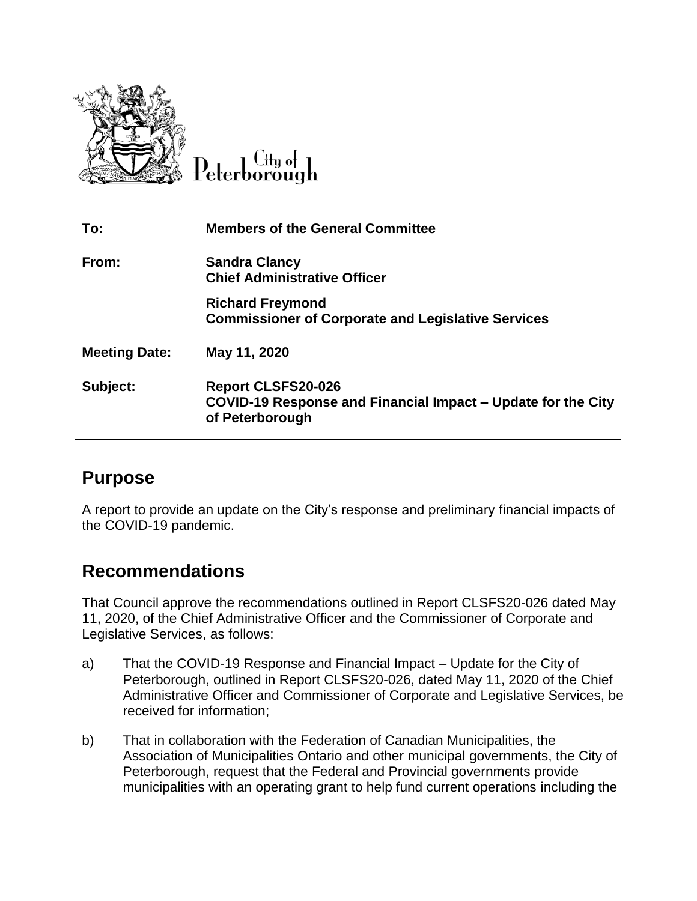City of Peterborough

| | |
|---|---|
| **To:** | **Members of the General Committee** |
| **From:** | **Sandra Clancy**<br>**Chief Administrative Officer** |
| | **Richard Freymond**<br>**Commissioner of Corporate and Legislative Services** |
| **Meeting Date:** | **May 11, 2020** |
| **Subject:** | **Report CLSFS20-026**<br>**COVID-19 Response and Financial Impact – Update for the City of Peterborough** |

## Purpose

A report to provide an update on the City's response and preliminary financial impacts of the COVID-19 pandemic.

## Recommendations

That Council approve the recommendations outlined in Report CLSFS20-026 dated May 11, 2020, of the Chief Administrative Officer and the Commissioner of Corporate and Legislative Services, as follows:

a) That the COVID-19 Response and Financial Impact – Update for the City of Peterborough, outlined in Report CLSFS20-026, dated May 11, 2020 of the Chief Administrative Officer and Commissioner of Corporate and Legislative Services, be received for information;

b) That in collaboration with the Federation of Canadian Municipalities, the Association of Municipalities Ontario and other municipal governments, the City of Peterborough, request that the Federal and Provincial governments provide municipalities with an operating grant to help fund current operations including the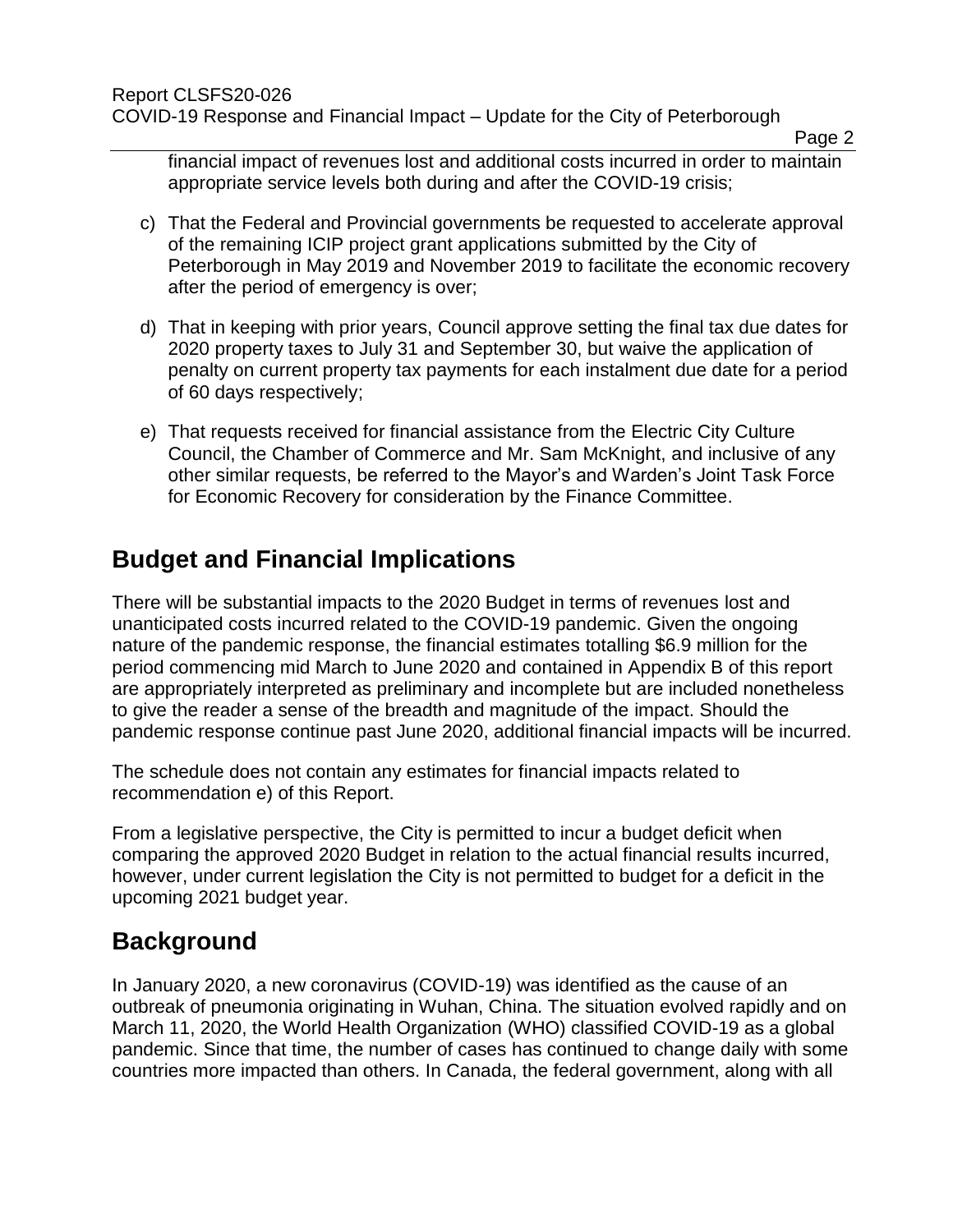financial impact of revenues lost and additional costs incurred in order to maintain appropriate service levels both during and after the COVID-19 crisis;

c) That the Federal and Provincial governments be requested to accelerate approval of the remaining ICIP project grant applications submitted by the City of Peterborough in May 2019 and November 2019 to facilitate the economic recovery after the period of emergency is over;

d) That in keeping with prior years, Council approve setting the final tax due dates for 2020 property taxes to July 31 and September 30, but waive the application of penalty on current property tax payments for each instalment due date for a period of 60 days respectively;

e) That requests received for financial assistance from the Electric City Culture Council, the Chamber of Commerce and Mr. Sam McKnight, and inclusive of any other similar requests, be referred to the Mayor's and Warden's Joint Task Force for Economic Recovery for consideration by the Finance Committee.

## Budget and Financial Implications

There will be substantial impacts to the 2020 Budget in terms of revenues lost and unanticipated costs incurred related to the COVID-19 pandemic. Given the ongoing nature of the pandemic response, the financial estimates totalling $6.9 million for the period commencing mid March to June 2020 and contained in Appendix B of this report are appropriately interpreted as preliminary and incomplete but are included nonetheless to give the reader a sense of the breadth and magnitude of the impact. Should the pandemic response continue past June 2020, additional financial impacts will be incurred.

The schedule does not contain any estimates for financial impacts related to recommendation e) of this Report.

From a legislative perspective, the City is permitted to incur a budget deficit when comparing the approved 2020 Budget in relation to the actual financial results incurred, however, under current legislation the City is not permitted to budget for a deficit in the upcoming 2021 budget year.

## Background

In January 2020, a new coronavirus (COVID-19) was identified as the cause of an outbreak of pneumonia originating in Wuhan, China. The situation evolved rapidly and on March 11, 2020, the World Health Organization (WHO) classified COVID-19 as a global pandemic. Since that time, the number of cases has continued to change daily with some countries more impacted than others. In Canada, the federal government, along with all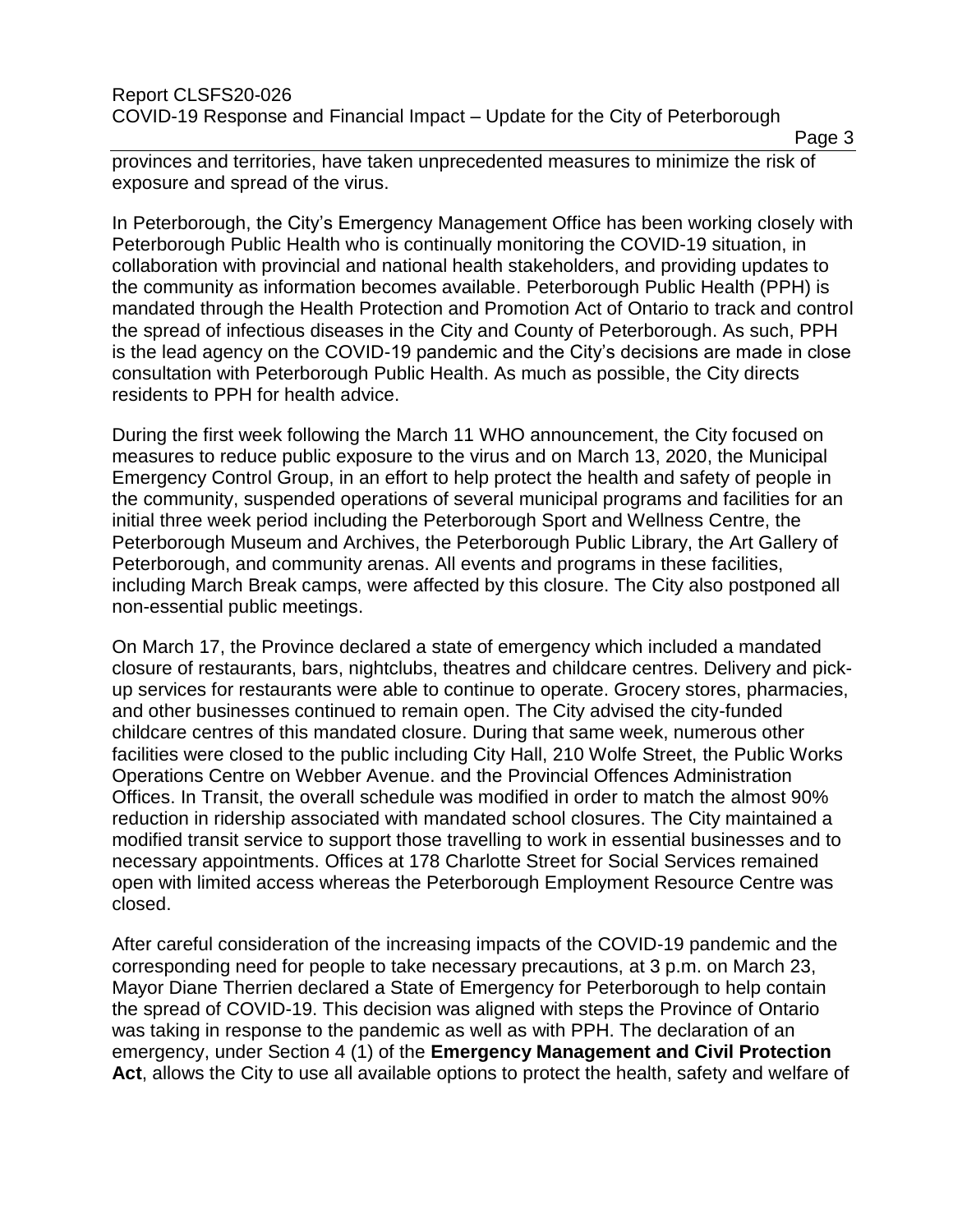provinces and territories, have taken unprecedented measures to minimize the risk of exposure and spread of the virus.

In Peterborough, the City's Emergency Management Office has been working closely with Peterborough Public Health who is continually monitoring the COVID-19 situation, in collaboration with provincial and national health stakeholders, and providing updates to the community as information becomes available. Peterborough Public Health (PPH) is mandated through the Health Protection and Promotion Act of Ontario to track and control the spread of infectious diseases in the City and County of Peterborough. As such, PPH is the lead agency on the COVID-19 pandemic and the City's decisions are made in close consultation with Peterborough Public Health. As much as possible, the City directs residents to PPH for health advice.

During the first week following the March 11 WHO announcement, the City focused on measures to reduce public exposure to the virus and on March 13, 2020, the Municipal Emergency Control Group, in an effort to help protect the health and safety of people in the community, suspended operations of several municipal programs and facilities for an initial three week period including the Peterborough Sport and Wellness Centre, the Peterborough Museum and Archives, the Peterborough Public Library, the Art Gallery of Peterborough, and community arenas. All events and programs in these facilities, including March Break camps, were affected by this closure. The City also postponed all non-essential public meetings.

On March 17, the Province declared a state of emergency which included a mandated closure of restaurants, bars, nightclubs, theatres and childcare centres. Delivery and pick-up services for restaurants were able to continue to operate. Grocery stores, pharmacies, and other businesses continued to remain open. The City advised the city-funded childcare centres of this mandated closure. During that same week, numerous other facilities were closed to the public including City Hall, 210 Wolfe Street, the Public Works Operations Centre on Webber Avenue. and the Provincial Offences Administration Offices. In Transit, the overall schedule was modified in order to match the almost 90% reduction in ridership associated with mandated school closures. The City maintained a modified transit service to support those travelling to work in essential businesses and to necessary appointments. Offices at 178 Charlotte Street for Social Services remained open with limited access whereas the Peterborough Employment Resource Centre was closed.

After careful consideration of the increasing impacts of the COVID-19 pandemic and the corresponding need for people to take necessary precautions, at 3 p.m. on March 23, Mayor Diane Therrien declared a State of Emergency for Peterborough to help contain the spread of COVID-19. This decision was aligned with steps the Province of Ontario was taking in response to the pandemic as well as with PPH. The declaration of an emergency, under Section 4 (1) of the **Emergency Management and Civil Protection Act**, allows the City to use all available options to protect the health, safety and welfare of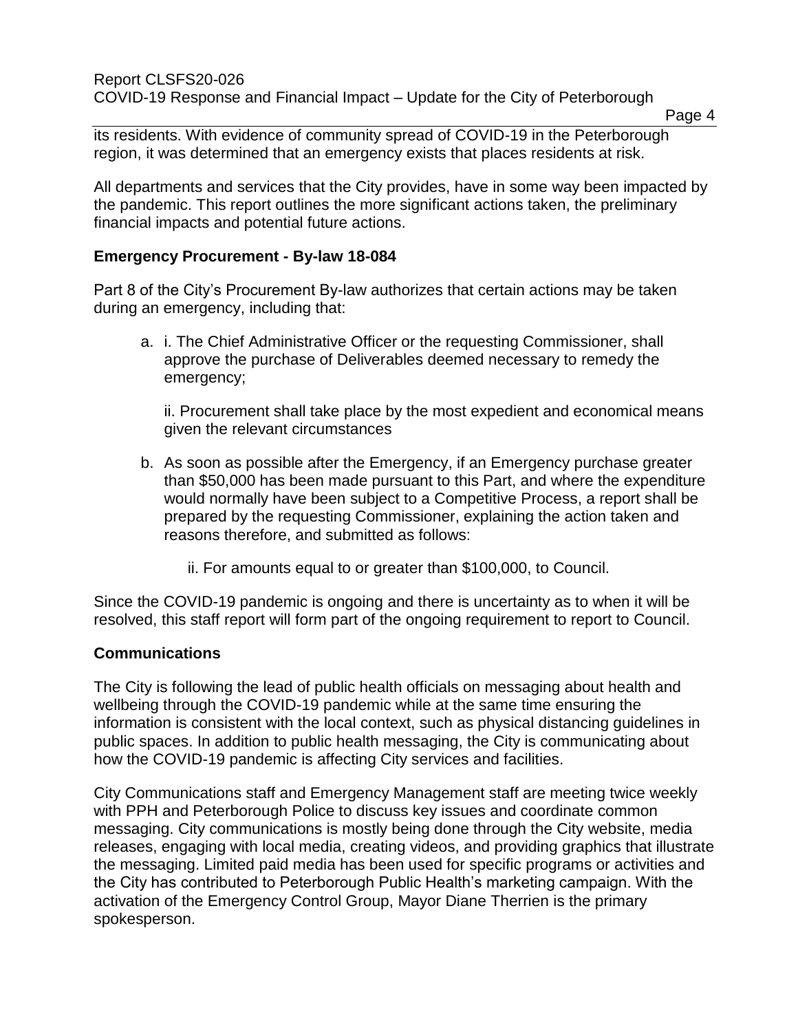its residents. With evidence of community spread of COVID-19 in the Peterborough region, it was determined that an emergency exists that places residents at risk.

All departments and services that the City provides, have in some way been impacted by the pandemic. This report outlines the more significant actions taken, the preliminary financial impacts and potential future actions.

**Emergency Procurement - By-law 18-084**

Part 8 of the City's Procurement By-law authorizes that certain actions may be taken during an emergency, including that:

a. i. The Chief Administrative Officer or the requesting Commissioner, shall approve the purchase of Deliverables deemed necessary to remedy the emergency;

   ii. Procurement shall take place by the most expedient and economical means given the relevant circumstances

b. As soon as possible after the Emergency, if an Emergency purchase greater than $50,000 has been made pursuant to this Part, and where the expenditure would normally have been subject to a Competitive Process, a report shall be prepared by the requesting Commissioner, explaining the action taken and reasons therefore, and submitted as follows:

   ii. For amounts equal to or greater than $100,000, to Council.

Since the COVID-19 pandemic is ongoing and there is uncertainty as to when it will be resolved, this staff report will form part of the ongoing requirement to report to Council.

**Communications**

The City is following the lead of public health officials on messaging about health and wellbeing through the COVID-19 pandemic while at the same time ensuring the information is consistent with the local context, such as physical distancing guidelines in public spaces. In addition to public health messaging, the City is communicating about how the COVID-19 pandemic is affecting City services and facilities.

City Communications staff and Emergency Management staff are meeting twice weekly with PPH and Peterborough Police to discuss key issues and coordinate common messaging. City communications is mostly being done through the City website, media releases, engaging with local media, creating videos, and providing graphics that illustrate the messaging. Limited paid media has been used for specific programs or activities and the City has contributed to Peterborough Public Health's marketing campaign. With the activation of the Emergency Control Group, Mayor Diane Therrien is the primary spokesperson.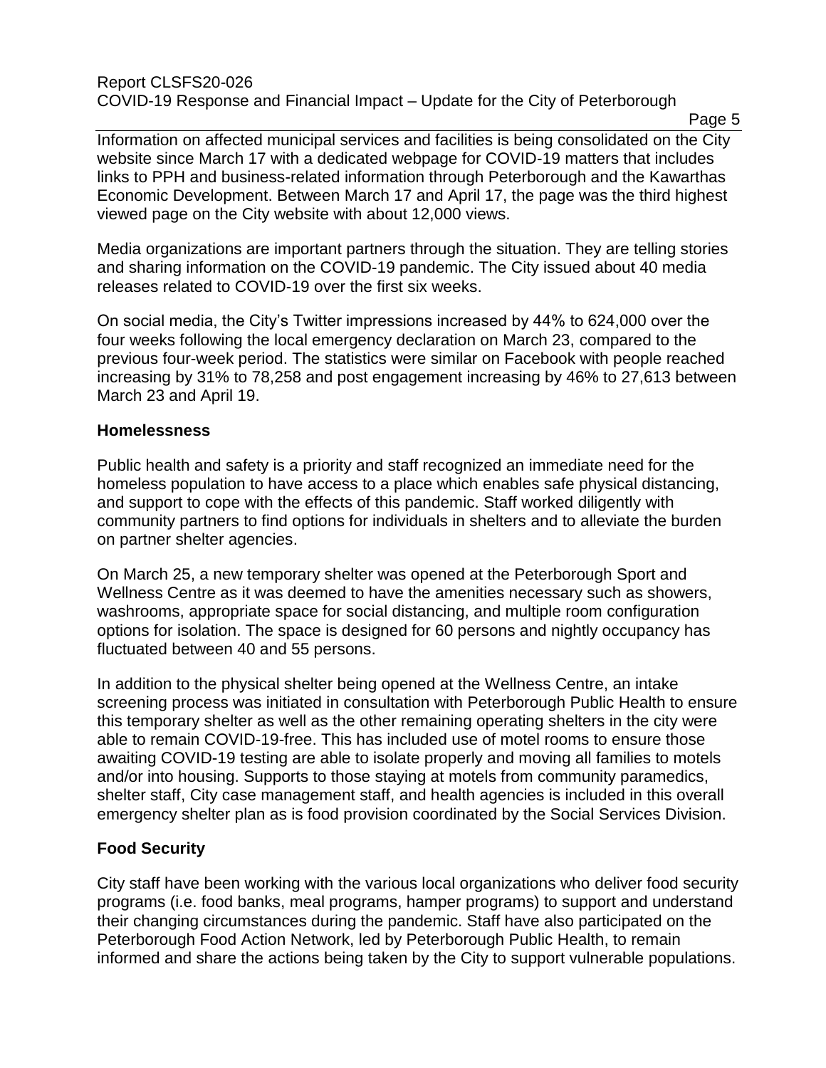Information on affected municipal services and facilities is being consolidated on the City website since March 17 with a dedicated webpage for COVID-19 matters that includes links to PPH and business-related information through Peterborough and the Kawarthas Economic Development. Between March 17 and April 17, the page was the third highest viewed page on the City website with about 12,000 views.

Media organizations are important partners through the situation. They are telling stories and sharing information on the COVID-19 pandemic. The City issued about 40 media releases related to COVID-19 over the first six weeks.

On social media, the City's Twitter impressions increased by 44% to 624,000 over the four weeks following the local emergency declaration on March 23, compared to the previous four-week period. The statistics were similar on Facebook with people reached increasing by 31% to 78,258 and post engagement increasing by 46% to 27,613 between March 23 and April 19.

## Homelessness

Public health and safety is a priority and staff recognized an immediate need for the homeless population to have access to a place which enables safe physical distancing, and support to cope with the effects of this pandemic. Staff worked diligently with community partners to find options for individuals in shelters and to alleviate the burden on partner shelter agencies.

On March 25, a new temporary shelter was opened at the Peterborough Sport and Wellness Centre as it was deemed to have the amenities necessary such as showers, washrooms, appropriate space for social distancing, and multiple room configuration options for isolation. The space is designed for 60 persons and nightly occupancy has fluctuated between 40 and 55 persons.

In addition to the physical shelter being opened at the Wellness Centre, an intake screening process was initiated in consultation with Peterborough Public Health to ensure this temporary shelter as well as the other remaining operating shelters in the city were able to remain COVID-19-free. This has included use of motel rooms to ensure those awaiting COVID-19 testing are able to isolate properly and moving all families to motels and/or into housing. Supports to those staying at motels from community paramedics, shelter staff, City case management staff, and health agencies is included in this overall emergency shelter plan as is food provision coordinated by the Social Services Division.

## Food Security

City staff have been working with the various local organizations who deliver food security programs (i.e. food banks, meal programs, hamper programs) to support and understand their changing circumstances during the pandemic. Staff have also participated on the Peterborough Food Action Network, led by Peterborough Public Health, to remain informed and share the actions being taken by the City to support vulnerable populations.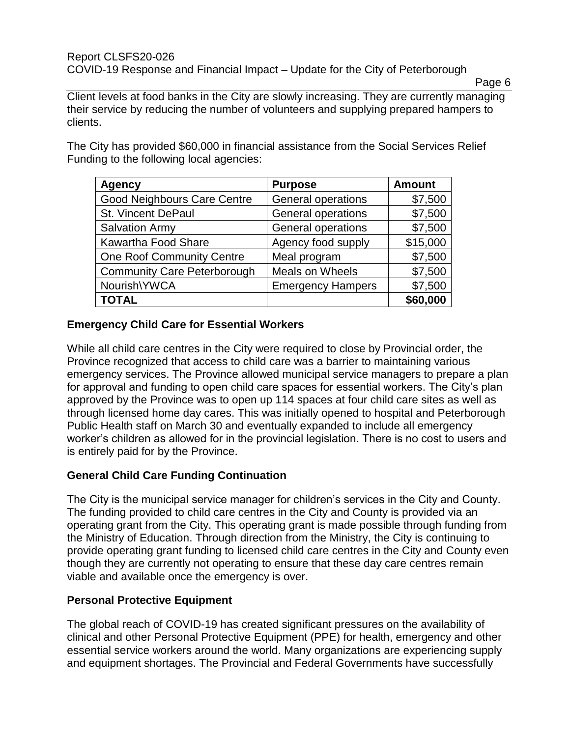Client levels at food banks in the City are slowly increasing. They are currently managing their service by reducing the number of volunteers and supplying prepared hampers to clients.

The City has provided $60,000 in financial assistance from the Social Services Relief Funding to the following local agencies:

| Agency | Purpose | Amount |
|---|---|---|
| Good Neighbours Care Centre | General operations | $7,500 |
| St. Vincent DePaul | General operations | $7,500 |
| Salvation Army | General operations | $7,500 |
| Kawartha Food Share | Agency food supply | $15,000 |
| One Roof Community Centre | Meal program | $7,500 |
| Community Care Peterborough | Meals on Wheels | $7,500 |
| Nourish\YWCA | Emergency Hampers | $7,500 |
| **TOTAL** | | **$60,000** |

## Emergency Child Care for Essential Workers

While all child care centres in the City were required to close by Provincial order, the Province recognized that access to child care was a barrier to maintaining various emergency services. The Province allowed municipal service managers to prepare a plan for approval and funding to open child care spaces for essential workers. The City's plan approved by the Province was to open up 114 spaces at four child care sites as well as through licensed home day cares. This was initially opened to hospital and Peterborough Public Health staff on March 30 and eventually expanded to include all emergency worker's children as allowed for in the provincial legislation. There is no cost to users and is entirely paid for by the Province.

## General Child Care Funding Continuation

The City is the municipal service manager for children's services in the City and County. The funding provided to child care centres in the City and County is provided via an operating grant from the City. This operating grant is made possible through funding from the Ministry of Education. Through direction from the Ministry, the City is continuing to provide operating grant funding to licensed child care centres in the City and County even though they are currently not operating to ensure that these day care centres remain viable and available once the emergency is over.

## Personal Protective Equipment

The global reach of COVID-19 has created significant pressures on the availability of clinical and other Personal Protective Equipment (PPE) for health, emergency and other essential service workers around the world. Many organizations are experiencing supply and equipment shortages. The Provincial and Federal Governments have successfully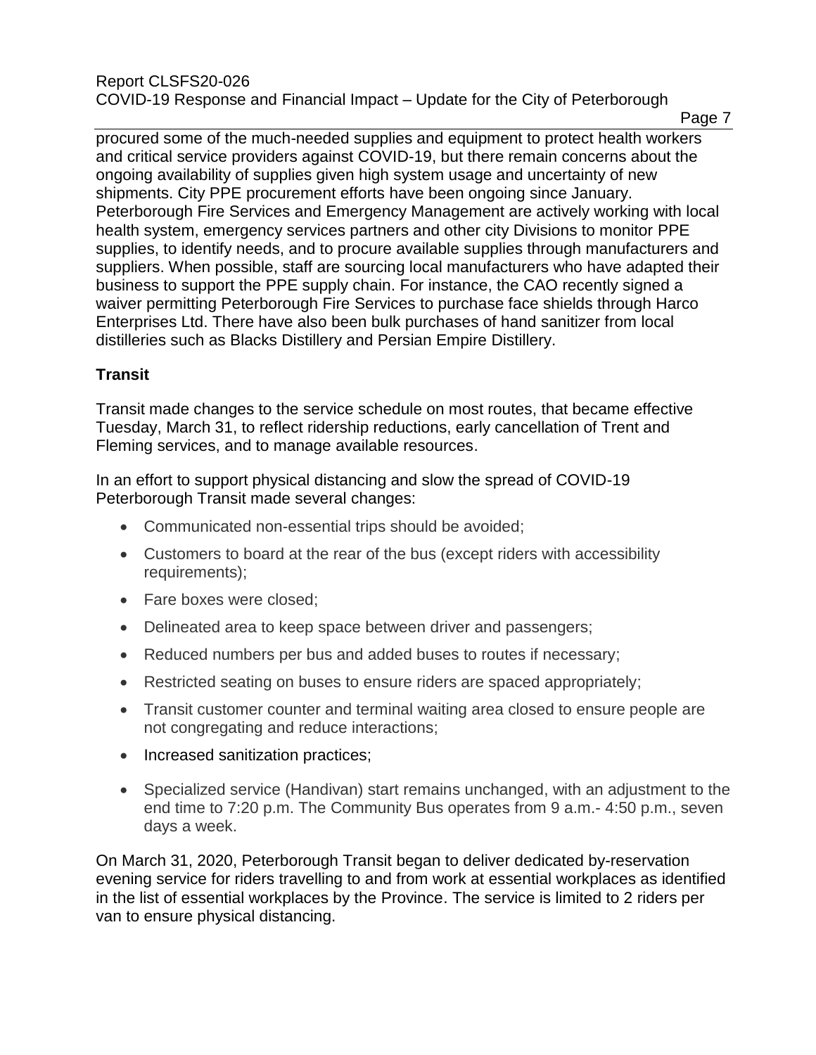procured some of the much-needed supplies and equipment to protect health workers and critical service providers against COVID-19, but there remain concerns about the ongoing availability of supplies given high system usage and uncertainty of new shipments. City PPE procurement efforts have been ongoing since January. Peterborough Fire Services and Emergency Management are actively working with local health system, emergency services partners and other city Divisions to monitor PPE supplies, to identify needs, and to procure available supplies through manufacturers and suppliers. When possible, staff are sourcing local manufacturers who have adapted their business to support the PPE supply chain. For instance, the CAO recently signed a waiver permitting Peterborough Fire Services to purchase face shields through Harco Enterprises Ltd. There have also been bulk purchases of hand sanitizer from local distilleries such as Blacks Distillery and Persian Empire Distillery.

**Transit**

Transit made changes to the service schedule on most routes, that became effective Tuesday, March 31, to reflect ridership reductions, early cancellation of Trent and Fleming services, and to manage available resources.

In an effort to support physical distancing and slow the spread of COVID-19 Peterborough Transit made several changes:

- Communicated non-essential trips should be avoided;
- Customers to board at the rear of the bus (except riders with accessibility requirements);
- Fare boxes were closed;
- Delineated area to keep space between driver and passengers;
- Reduced numbers per bus and added buses to routes if necessary;
- Restricted seating on buses to ensure riders are spaced appropriately;
- Transit customer counter and terminal waiting area closed to ensure people are not congregating and reduce interactions;
- Increased sanitization practices;
- Specialized service (Handivan) start remains unchanged, with an adjustment to the end time to 7:20 p.m. The Community Bus operates from 9 a.m.- 4:50 p.m., seven days a week.

On March 31, 2020, Peterborough Transit began to deliver dedicated by-reservation evening service for riders travelling to and from work at essential workplaces as identified in the list of essential workplaces by the Province. The service is limited to 2 riders per van to ensure physical distancing.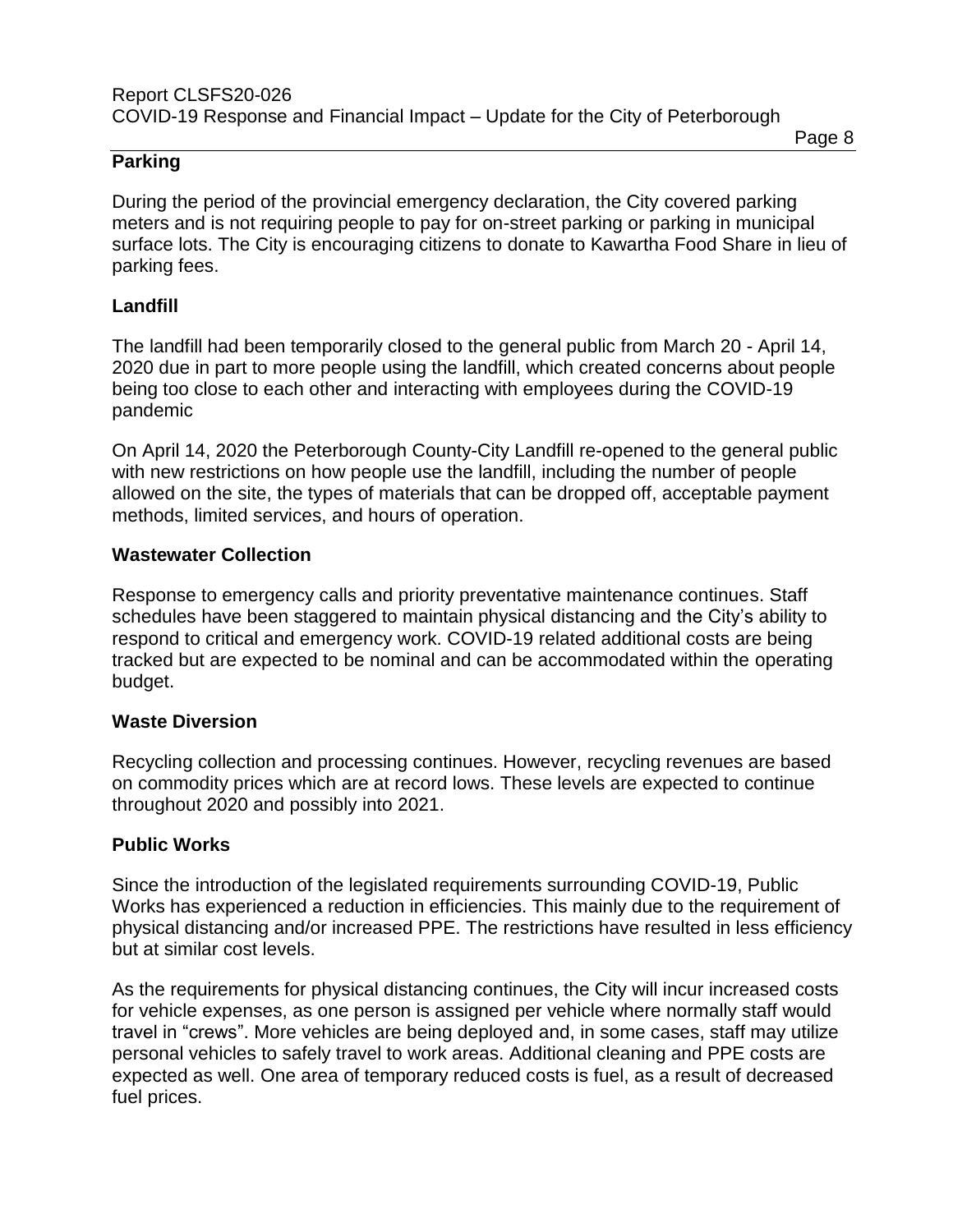**Parking**

During the period of the provincial emergency declaration, the City covered parking meters and is not requiring people to pay for on-street parking or parking in municipal surface lots. The City is encouraging citizens to donate to Kawartha Food Share in lieu of parking fees.

**Landfill**

The landfill had been temporarily closed to the general public from March 20 - April 14, 2020 due in part to more people using the landfill, which created concerns about people being too close to each other and interacting with employees during the COVID-19 pandemic

On April 14, 2020 the Peterborough County-City Landfill re-opened to the general public with new restrictions on how people use the landfill, including the number of people allowed on the site, the types of materials that can be dropped off, acceptable payment methods, limited services, and hours of operation.

**Wastewater Collection**

Response to emergency calls and priority preventative maintenance continues. Staff schedules have been staggered to maintain physical distancing and the City's ability to respond to critical and emergency work. COVID-19 related additional costs are being tracked but are expected to be nominal and can be accommodated within the operating budget.

**Waste Diversion**

Recycling collection and processing continues. However, recycling revenues are based on commodity prices which are at record lows. These levels are expected to continue throughout 2020 and possibly into 2021.

**Public Works**

Since the introduction of the legislated requirements surrounding COVID-19, Public Works has experienced a reduction in efficiencies. This mainly due to the requirement of physical distancing and/or increased PPE. The restrictions have resulted in less efficiency but at similar cost levels.

As the requirements for physical distancing continues, the City will incur increased costs for vehicle expenses, as one person is assigned per vehicle where normally staff would travel in "crews". More vehicles are being deployed and, in some cases, staff may utilize personal vehicles to safely travel to work areas. Additional cleaning and PPE costs are expected as well. One area of temporary reduced costs is fuel, as a result of decreased fuel prices.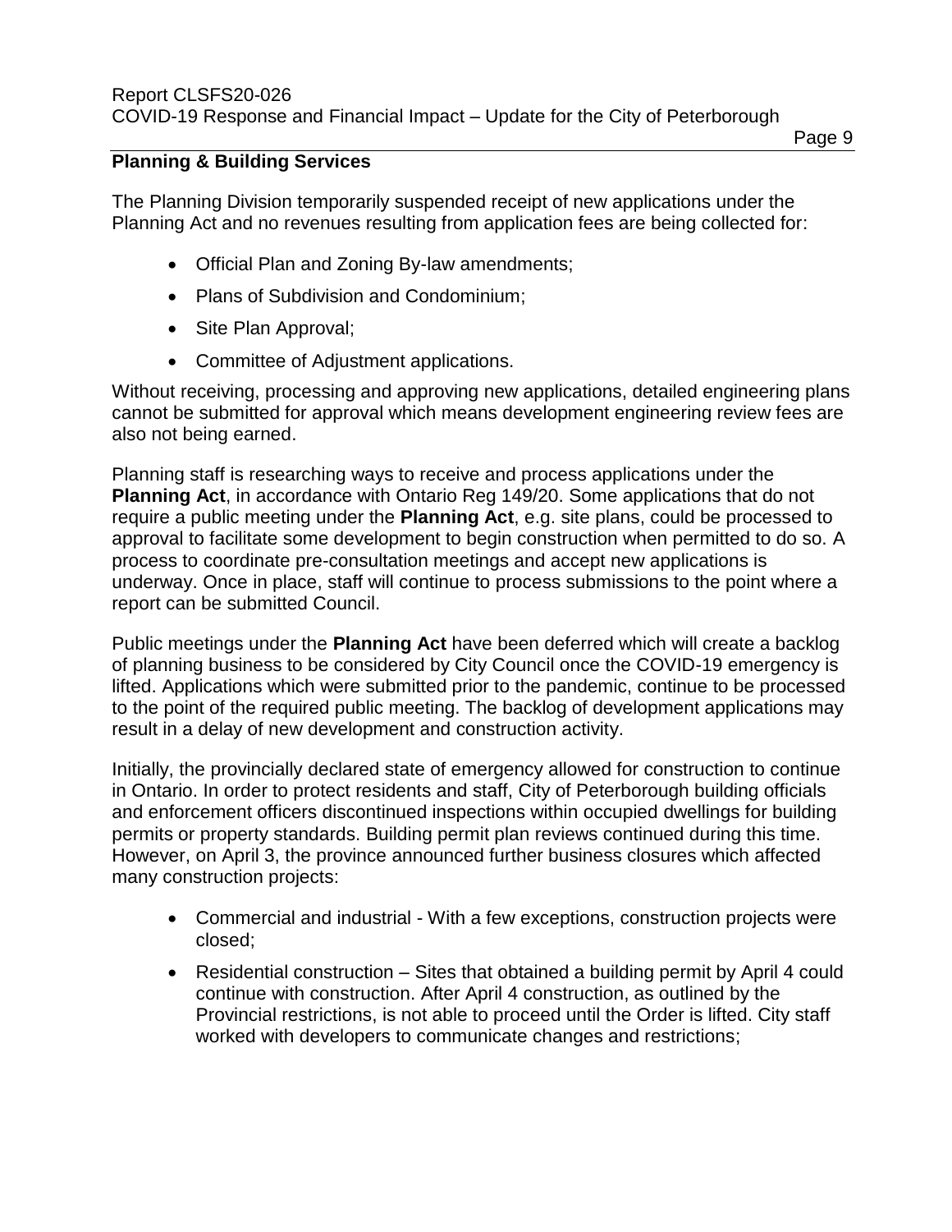## Planning & Building Services

The Planning Division temporarily suspended receipt of new applications under the Planning Act and no revenues resulting from application fees are being collected for:

- Official Plan and Zoning By-law amendments;
- Plans of Subdivision and Condominium;
- Site Plan Approval;
- Committee of Adjustment applications.

Without receiving, processing and approving new applications, detailed engineering plans cannot be submitted for approval which means development engineering review fees are also not being earned.

Planning staff is researching ways to receive and process applications under the **Planning Act**, in accordance with Ontario Reg 149/20. Some applications that do not require a public meeting under the **Planning Act**, e.g. site plans, could be processed to approval to facilitate some development to begin construction when permitted to do so. A process to coordinate pre-consultation meetings and accept new applications is underway. Once in place, staff will continue to process submissions to the point where a report can be submitted Council.

Public meetings under the **Planning Act** have been deferred which will create a backlog of planning business to be considered by City Council once the COVID-19 emergency is lifted. Applications which were submitted prior to the pandemic, continue to be processed to the point of the required public meeting. The backlog of development applications may result in a delay of new development and construction activity.

Initially, the provincially declared state of emergency allowed for construction to continue in Ontario. In order to protect residents and staff, City of Peterborough building officials and enforcement officers discontinued inspections within occupied dwellings for building permits or property standards. Building permit plan reviews continued during this time. However, on April 3, the province announced further business closures which affected many construction projects:

- Commercial and industrial - With a few exceptions, construction projects were closed;
- Residential construction – Sites that obtained a building permit by April 4 could continue with construction. After April 4 construction, as outlined by the Provincial restrictions, is not able to proceed until the Order is lifted. City staff worked with developers to communicate changes and restrictions;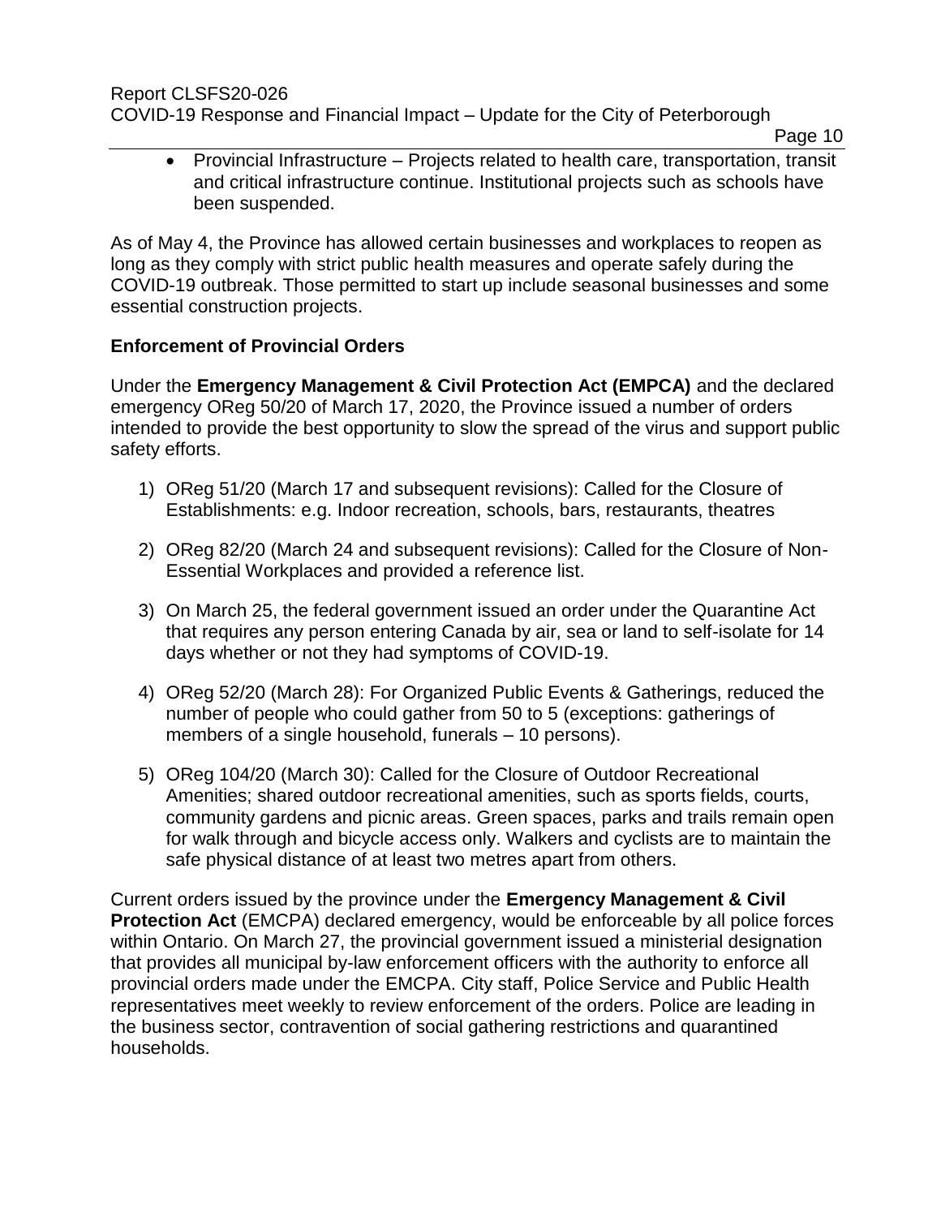- Provincial Infrastructure – Projects related to health care, transportation, transit and critical infrastructure continue. Institutional projects such as schools have been suspended.

As of May 4, the Province has allowed certain businesses and workplaces to reopen as long as they comply with strict public health measures and operate safely during the COVID-19 outbreak. Those permitted to start up include seasonal businesses and some essential construction projects.

**Enforcement of Provincial Orders**

Under the **Emergency Management & Civil Protection Act (EMPCA)** and the declared emergency OReg 50/20 of March 17, 2020, the Province issued a number of orders intended to provide the best opportunity to slow the spread of the virus and support public safety efforts.

1) OReg 51/20 (March 17 and subsequent revisions): Called for the Closure of Establishments: e.g. Indoor recreation, schools, bars, restaurants, theatres

2) OReg 82/20 (March 24 and subsequent revisions): Called for the Closure of Non-Essential Workplaces and provided a reference list.

3) On March 25, the federal government issued an order under the Quarantine Act that requires any person entering Canada by air, sea or land to self-isolate for 14 days whether or not they had symptoms of COVID-19.

4) OReg 52/20 (March 28): For Organized Public Events & Gatherings, reduced the number of people who could gather from 50 to 5 (exceptions: gatherings of members of a single household, funerals – 10 persons).

5) OReg 104/20 (March 30): Called for the Closure of Outdoor Recreational Amenities; shared outdoor recreational amenities, such as sports fields, courts, community gardens and picnic areas. Green spaces, parks and trails remain open for walk through and bicycle access only. Walkers and cyclists are to maintain the safe physical distance of at least two metres apart from others.

Current orders issued by the province under the **Emergency Management & Civil Protection Act** (EMCPA) declared emergency, would be enforceable by all police forces within Ontario. On March 27, the provincial government issued a ministerial designation that provides all municipal by-law enforcement officers with the authority to enforce all provincial orders made under the EMCPA. City staff, Police Service and Public Health representatives meet weekly to review enforcement of the orders. Police are leading in the business sector, contravention of social gathering restrictions and quarantined households.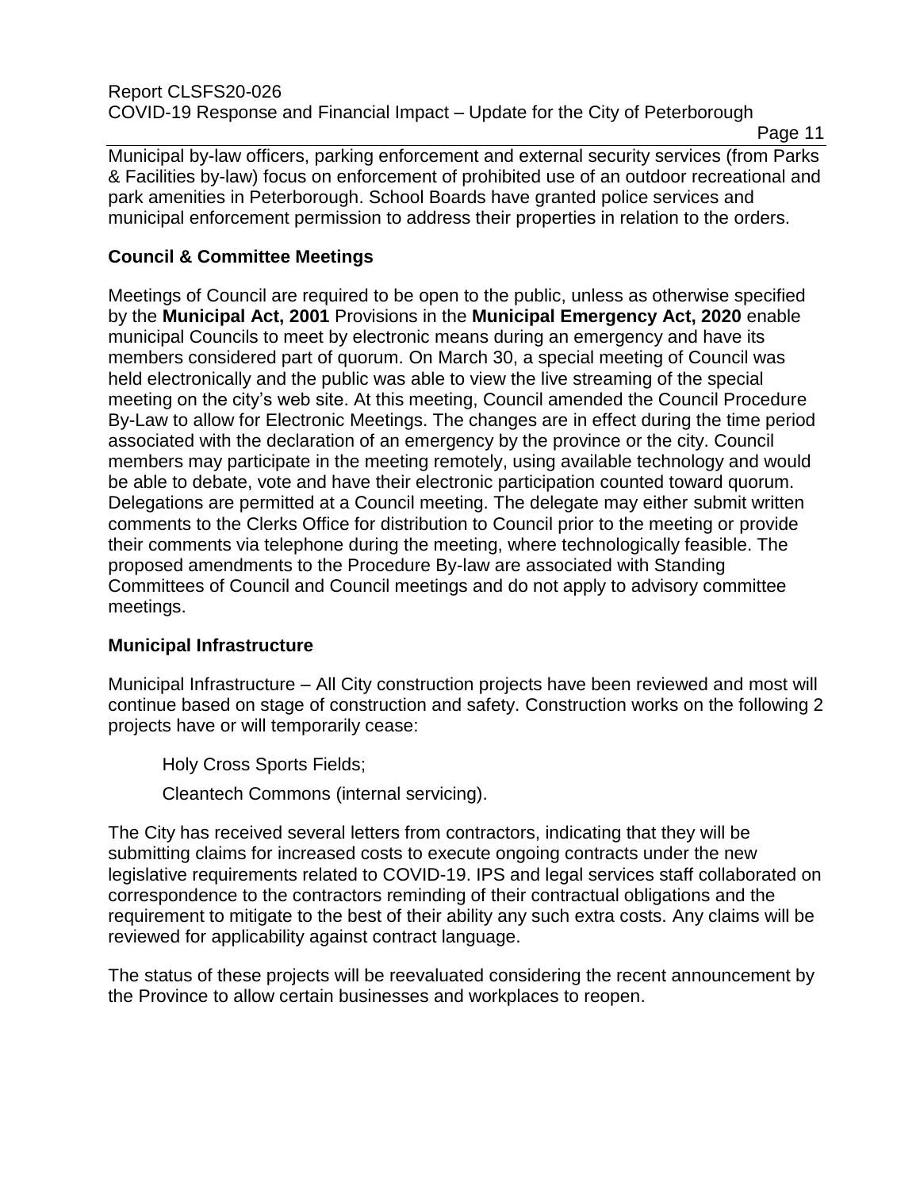Municipal by-law officers, parking enforcement and external security services (from Parks & Facilities by-law) focus on enforcement of prohibited use of an outdoor recreational and park amenities in Peterborough. School Boards have granted police services and municipal enforcement permission to address their properties in relation to the orders.

## Council & Committee Meetings

Meetings of Council are required to be open to the public, unless as otherwise specified by the **Municipal Act, 2001** Provisions in the **Municipal Emergency Act, 2020** enable municipal Councils to meet by electronic means during an emergency and have its members considered part of quorum. On March 30, a special meeting of Council was held electronically and the public was able to view the live streaming of the special meeting on the city's web site. At this meeting, Council amended the Council Procedure By-Law to allow for Electronic Meetings. The changes are in effect during the time period associated with the declaration of an emergency by the province or the city. Council members may participate in the meeting remotely, using available technology and would be able to debate, vote and have their electronic participation counted toward quorum. Delegations are permitted at a Council meeting. The delegate may either submit written comments to the Clerks Office for distribution to Council prior to the meeting or provide their comments via telephone during the meeting, where technologically feasible. The proposed amendments to the Procedure By-law are associated with Standing Committees of Council and Council meetings and do not apply to advisory committee meetings.

## Municipal Infrastructure

Municipal Infrastructure – All City construction projects have been reviewed and most will continue based on stage of construction and safety. Construction works on the following 2 projects have or will temporarily cease:

Holy Cross Sports Fields;

Cleantech Commons (internal servicing).

The City has received several letters from contractors, indicating that they will be submitting claims for increased costs to execute ongoing contracts under the new legislative requirements related to COVID-19. IPS and legal services staff collaborated on correspondence to the contractors reminding of their contractual obligations and the requirement to mitigate to the best of their ability any such extra costs. Any claims will be reviewed for applicability against contract language.

The status of these projects will be reevaluated considering the recent announcement by the Province to allow certain businesses and workplaces to reopen.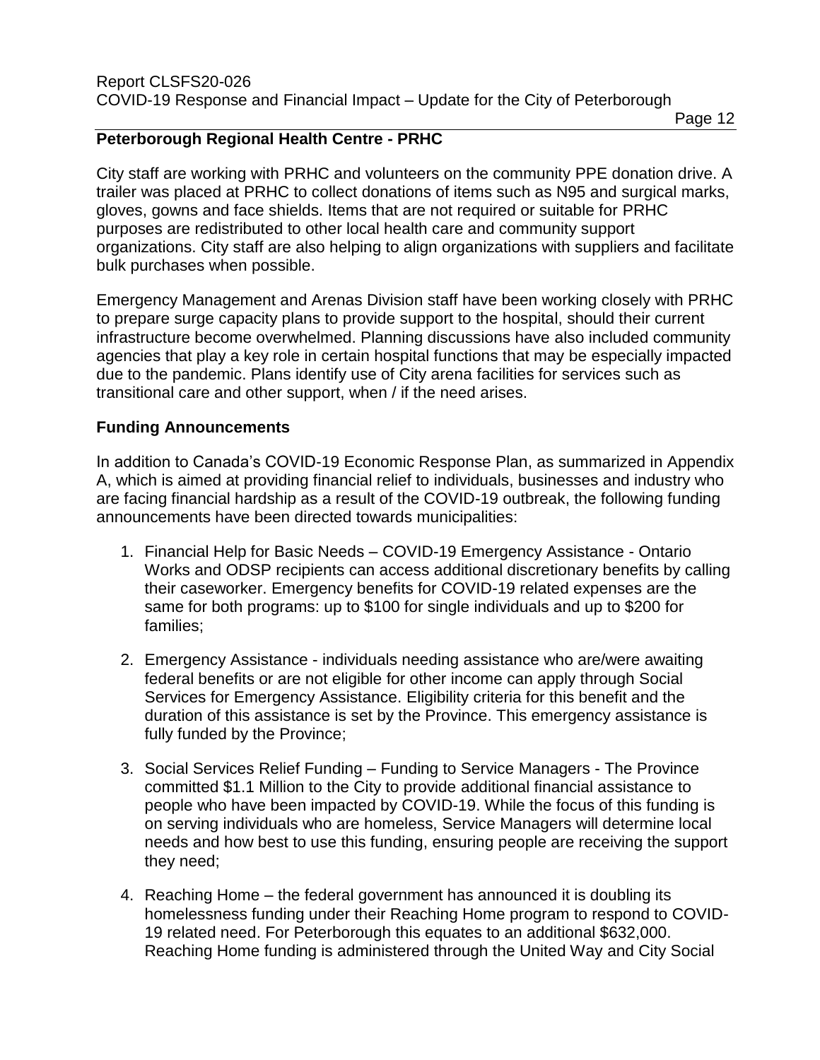## Peterborough Regional Health Centre - PRHC

City staff are working with PRHC and volunteers on the community PPE donation drive. A trailer was placed at PRHC to collect donations of items such as N95 and surgical marks, gloves, gowns and face shields. Items that are not required or suitable for PRHC purposes are redistributed to other local health care and community support organizations. City staff are also helping to align organizations with suppliers and facilitate bulk purchases when possible.

Emergency Management and Arenas Division staff have been working closely with PRHC to prepare surge capacity plans to provide support to the hospital, should their current infrastructure become overwhelmed. Planning discussions have also included community agencies that play a key role in certain hospital functions that may be especially impacted due to the pandemic. Plans identify use of City arena facilities for services such as transitional care and other support, when / if the need arises.

## Funding Announcements

In addition to Canada's COVID-19 Economic Response Plan, as summarized in Appendix A, which is aimed at providing financial relief to individuals, businesses and industry who are facing financial hardship as a result of the COVID-19 outbreak, the following funding announcements have been directed towards municipalities:

1. Financial Help for Basic Needs – COVID-19 Emergency Assistance - Ontario Works and ODSP recipients can access additional discretionary benefits by calling their caseworker. Emergency benefits for COVID-19 related expenses are the same for both programs: up to $100 for single individuals and up to $200 for families;

2. Emergency Assistance - individuals needing assistance who are/were awaiting federal benefits or are not eligible for other income can apply through Social Services for Emergency Assistance. Eligibility criteria for this benefit and the duration of this assistance is set by the Province. This emergency assistance is fully funded by the Province;

3. Social Services Relief Funding – Funding to Service Managers - The Province committed $1.1 Million to the City to provide additional financial assistance to people who have been impacted by COVID-19. While the focus of this funding is on serving individuals who are homeless, Service Managers will determine local needs and how best to use this funding, ensuring people are receiving the support they need;

4. Reaching Home – the federal government has announced it is doubling its homelessness funding under their Reaching Home program to respond to COVID-19 related need. For Peterborough this equates to an additional $632,000. Reaching Home funding is administered through the United Way and City Social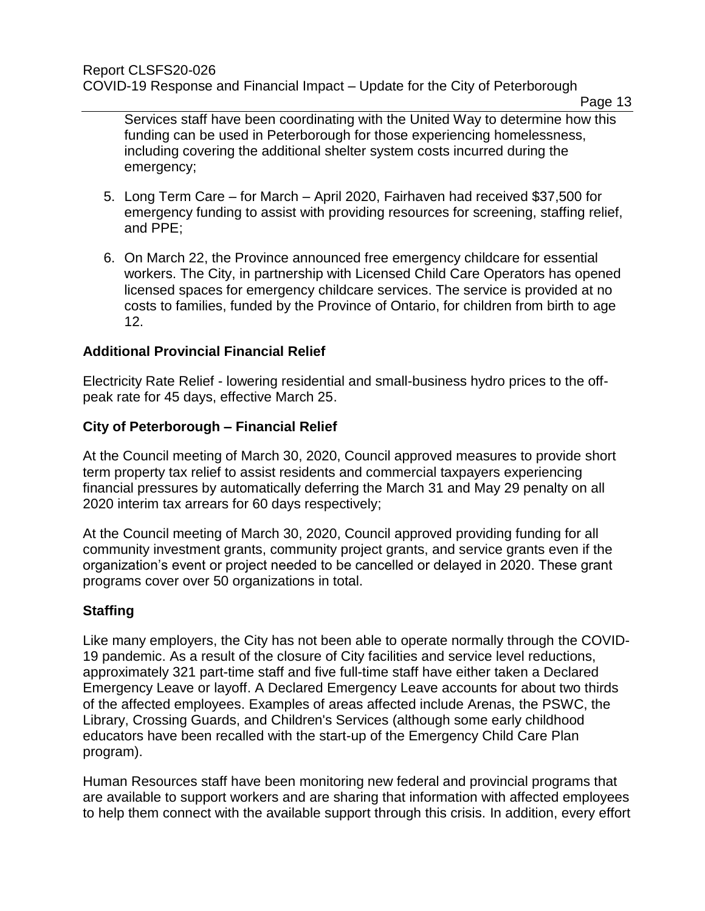Services staff have been coordinating with the United Way to determine how this funding can be used in Peterborough for those experiencing homelessness, including covering the additional shelter system costs incurred during the emergency;

5. Long Term Care – for March – April 2020, Fairhaven had received \$37,500 for emergency funding to assist with providing resources for screening, staffing relief, and PPE;

6. On March 22, the Province announced free emergency childcare for essential workers. The City, in partnership with Licensed Child Care Operators has opened licensed spaces for emergency childcare services. The service is provided at no costs to families, funded by the Province of Ontario, for children from birth to age 12.

## Additional Provincial Financial Relief

Electricity Rate Relief - lowering residential and small-business hydro prices to the off-peak rate for 45 days, effective March 25.

## City of Peterborough – Financial Relief

At the Council meeting of March 30, 2020, Council approved measures to provide short term property tax relief to assist residents and commercial taxpayers experiencing financial pressures by automatically deferring the March 31 and May 29 penalty on all 2020 interim tax arrears for 60 days respectively;

At the Council meeting of March 30, 2020, Council approved providing funding for all community investment grants, community project grants, and service grants even if the organization's event or project needed to be cancelled or delayed in 2020. These grant programs cover over 50 organizations in total.

## Staffing

Like many employers, the City has not been able to operate normally through the COVID-19 pandemic. As a result of the closure of City facilities and service level reductions, approximately 321 part-time staff and five full-time staff have either taken a Declared Emergency Leave or layoff. A Declared Emergency Leave accounts for about two thirds of the affected employees. Examples of areas affected include Arenas, the PSWC, the Library, Crossing Guards, and Children's Services (although some early childhood educators have been recalled with the start-up of the Emergency Child Care Plan program).

Human Resources staff have been monitoring new federal and provincial programs that are available to support workers and are sharing that information with affected employees to help them connect with the available support through this crisis. In addition, every effort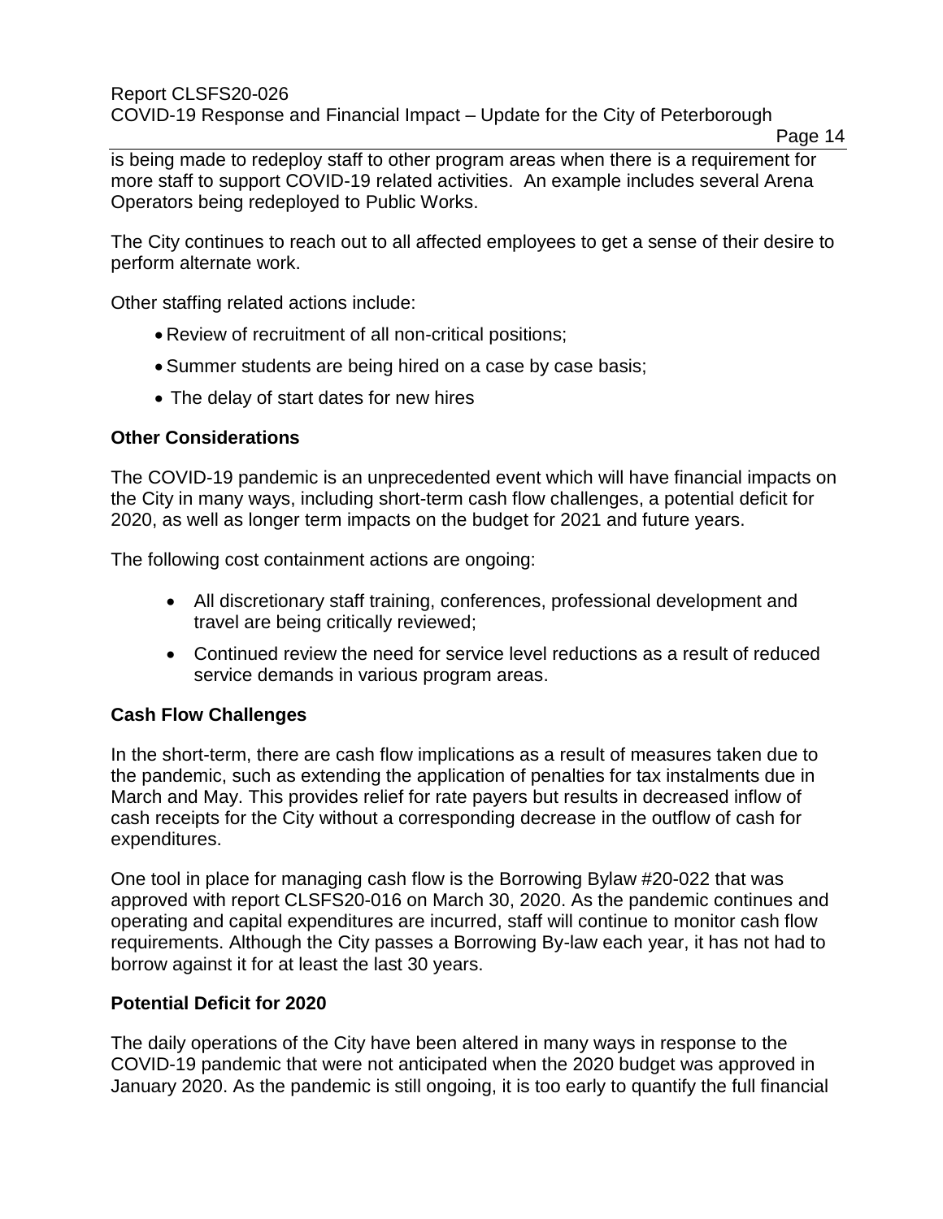is being made to redeploy staff to other program areas when there is a requirement for more staff to support COVID-19 related activities. An example includes several Arena Operators being redeployed to Public Works.

The City continues to reach out to all affected employees to get a sense of their desire to perform alternate work.

Other staffing related actions include:

- Review of recruitment of all non-critical positions;
- Summer students are being hired on a case by case basis;
- The delay of start dates for new hires

**Other Considerations**

The COVID-19 pandemic is an unprecedented event which will have financial impacts on the City in many ways, including short-term cash flow challenges, a potential deficit for 2020, as well as longer term impacts on the budget for 2021 and future years.

The following cost containment actions are ongoing:

- All discretionary staff training, conferences, professional development and travel are being critically reviewed;
- Continued review the need for service level reductions as a result of reduced service demands in various program areas.

**Cash Flow Challenges**

In the short-term, there are cash flow implications as a result of measures taken due to the pandemic, such as extending the application of penalties for tax instalments due in March and May. This provides relief for rate payers but results in decreased inflow of cash receipts for the City without a corresponding decrease in the outflow of cash for expenditures.

One tool in place for managing cash flow is the Borrowing Bylaw #20-022 that was approved with report CLSFS20-016 on March 30, 2020. As the pandemic continues and operating and capital expenditures are incurred, staff will continue to monitor cash flow requirements. Although the City passes a Borrowing By-law each year, it has not had to borrow against it for at least the last 30 years.

**Potential Deficit for 2020**

The daily operations of the City have been altered in many ways in response to the COVID-19 pandemic that were not anticipated when the 2020 budget was approved in January 2020. As the pandemic is still ongoing, it is too early to quantify the full financial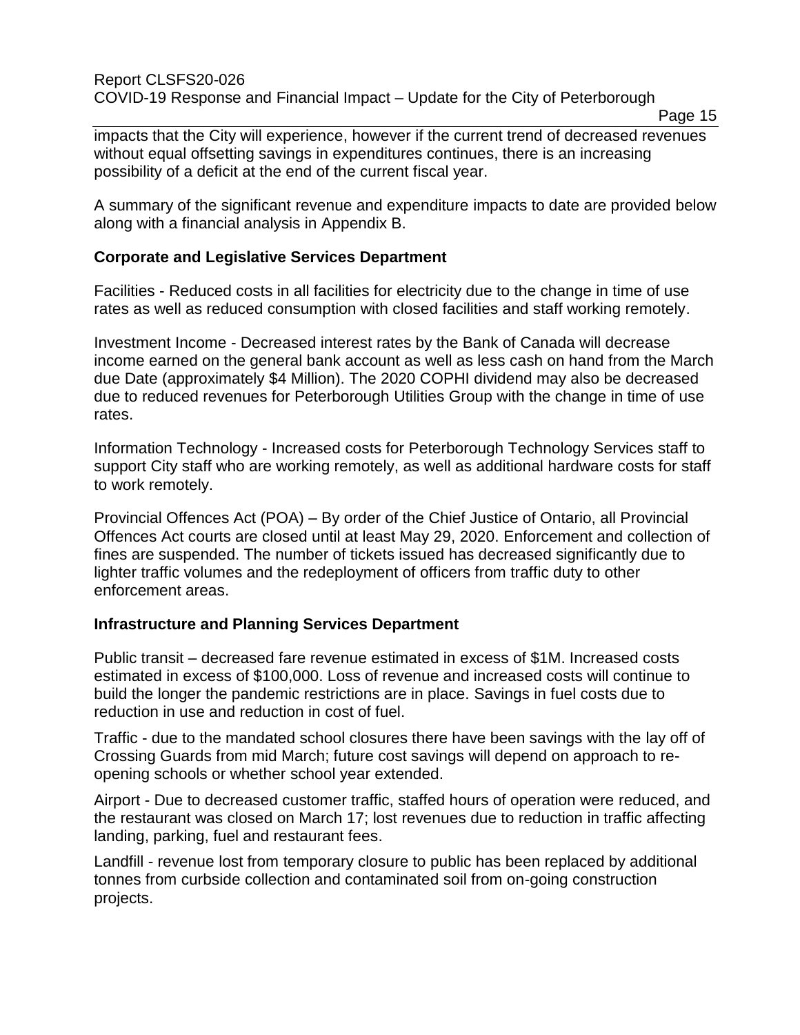impacts that the City will experience, however if the current trend of decreased revenues without equal offsetting savings in expenditures continues, there is an increasing possibility of a deficit at the end of the current fiscal year.

A summary of the significant revenue and expenditure impacts to date are provided below along with a financial analysis in Appendix B.

**Corporate and Legislative Services Department**

Facilities - Reduced costs in all facilities for electricity due to the change in time of use rates as well as reduced consumption with closed facilities and staff working remotely.

Investment Income - Decreased interest rates by the Bank of Canada will decrease income earned on the general bank account as well as less cash on hand from the March due Date (approximately $4 Million). The 2020 COPHI dividend may also be decreased due to reduced revenues for Peterborough Utilities Group with the change in time of use rates.

Information Technology - Increased costs for Peterborough Technology Services staff to support City staff who are working remotely, as well as additional hardware costs for staff to work remotely.

Provincial Offences Act (POA) – By order of the Chief Justice of Ontario, all Provincial Offences Act courts are closed until at least May 29, 2020. Enforcement and collection of fines are suspended. The number of tickets issued has decreased significantly due to lighter traffic volumes and the redeployment of officers from traffic duty to other enforcement areas.

**Infrastructure and Planning Services Department**

Public transit – decreased fare revenue estimated in excess of $1M. Increased costs estimated in excess of $100,000. Loss of revenue and increased costs will continue to build the longer the pandemic restrictions are in place. Savings in fuel costs due to reduction in use and reduction in cost of fuel.

Traffic - due to the mandated school closures there have been savings with the lay off of Crossing Guards from mid March; future cost savings will depend on approach to re-opening schools or whether school year extended.

Airport - Due to decreased customer traffic, staffed hours of operation were reduced, and the restaurant was closed on March 17; lost revenues due to reduction in traffic affecting landing, parking, fuel and restaurant fees.

Landfill - revenue lost from temporary closure to public has been replaced by additional tonnes from curbside collection and contaminated soil from on-going construction projects.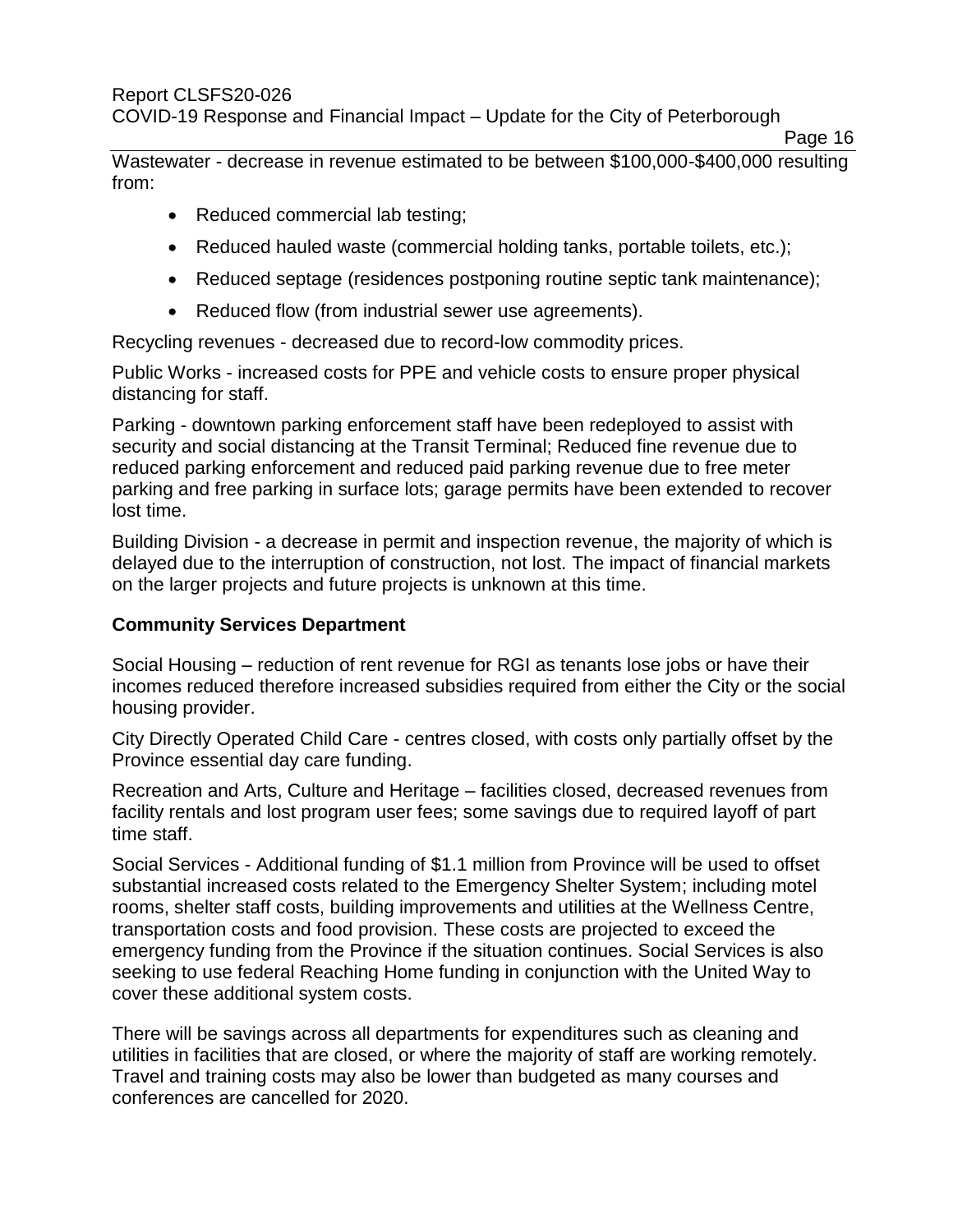Wastewater - decrease in revenue estimated to be between $100,000-$400,000 resulting from:

- Reduced commercial lab testing;
- Reduced hauled waste (commercial holding tanks, portable toilets, etc.);
- Reduced septage (residences postponing routine septic tank maintenance);
- Reduced flow (from industrial sewer use agreements).

Recycling revenues - decreased due to record-low commodity prices.

Public Works - increased costs for PPE and vehicle costs to ensure proper physical distancing for staff.

Parking - downtown parking enforcement staff have been redeployed to assist with security and social distancing at the Transit Terminal; Reduced fine revenue due to reduced parking enforcement and reduced paid parking revenue due to free meter parking and free parking in surface lots; garage permits have been extended to recover lost time.

Building Division - a decrease in permit and inspection revenue, the majority of which is delayed due to the interruption of construction, not lost. The impact of financial markets on the larger projects and future projects is unknown at this time.

**Community Services Department**

Social Housing – reduction of rent revenue for RGI as tenants lose jobs or have their incomes reduced therefore increased subsidies required from either the City or the social housing provider.

City Directly Operated Child Care - centres closed, with costs only partially offset by the Province essential day care funding.

Recreation and Arts, Culture and Heritage – facilities closed, decreased revenues from facility rentals and lost program user fees; some savings due to required layoff of part time staff.

Social Services - Additional funding of $1.1 million from Province will be used to offset substantial increased costs related to the Emergency Shelter System; including motel rooms, shelter staff costs, building improvements and utilities at the Wellness Centre, transportation costs and food provision. These costs are projected to exceed the emergency funding from the Province if the situation continues. Social Services is also seeking to use federal Reaching Home funding in conjunction with the United Way to cover these additional system costs.

There will be savings across all departments for expenditures such as cleaning and utilities in facilities that are closed, or where the majority of staff are working remotely. Travel and training costs may also be lower than budgeted as many courses and conferences are cancelled for 2020.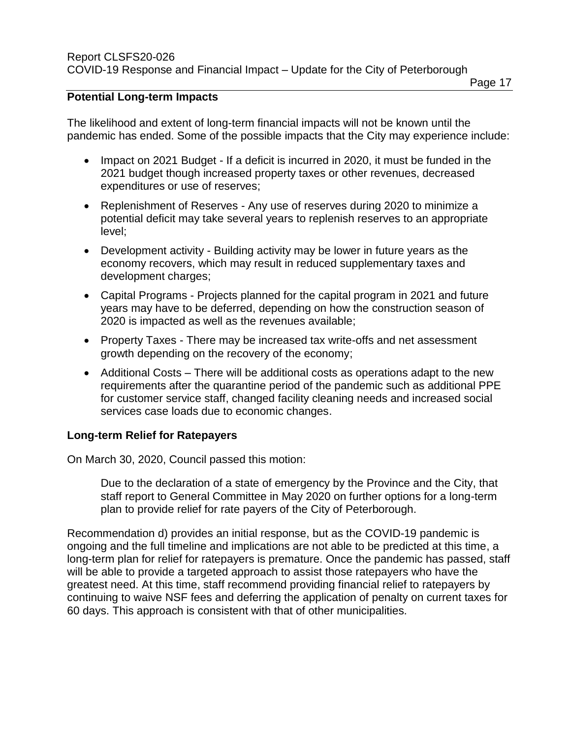### Potential Long-term Impacts

The likelihood and extent of long-term financial impacts will not be known until the pandemic has ended. Some of the possible impacts that the City may experience include:

- Impact on 2021 Budget - If a deficit is incurred in 2020, it must be funded in the 2021 budget though increased property taxes or other revenues, decreased expenditures or use of reserves;
- Replenishment of Reserves - Any use of reserves during 2020 to minimize a potential deficit may take several years to replenish reserves to an appropriate level;
- Development activity - Building activity may be lower in future years as the economy recovers, which may result in reduced supplementary taxes and development charges;
- Capital Programs - Projects planned for the capital program in 2021 and future years may have to be deferred, depending on how the construction season of 2020 is impacted as well as the revenues available;
- Property Taxes - There may be increased tax write-offs and net assessment growth depending on the recovery of the economy;
- Additional Costs – There will be additional costs as operations adapt to the new requirements after the quarantine period of the pandemic such as additional PPE for customer service staff, changed facility cleaning needs and increased social services case loads due to economic changes.

### Long-term Relief for Ratepayers

On March 30, 2020, Council passed this motion:

> Due to the declaration of a state of emergency by the Province and the City, that staff report to General Committee in May 2020 on further options for a long-term plan to provide relief for rate payers of the City of Peterborough.

Recommendation d) provides an initial response, but as the COVID-19 pandemic is ongoing and the full timeline and implications are not able to be predicted at this time, a long-term plan for relief for ratepayers is premature. Once the pandemic has passed, staff will be able to provide a targeted approach to assist those ratepayers who have the greatest need. At this time, staff recommend providing financial relief to ratepayers by continuing to waive NSF fees and deferring the application of penalty on current taxes for 60 days. This approach is consistent with that of other municipalities.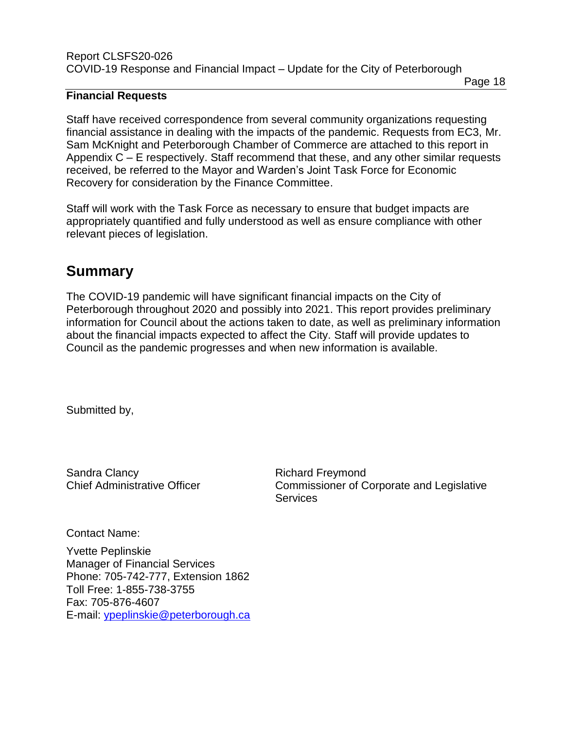**Financial Requests**

Staff have received correspondence from several community organizations requesting financial assistance in dealing with the impacts of the pandemic. Requests from EC3, Mr. Sam McKnight and Peterborough Chamber of Commerce are attached to this report in Appendix C – E respectively. Staff recommend that these, and any other similar requests received, be referred to the Mayor and Warden's Joint Task Force for Economic Recovery for consideration by the Finance Committee.

Staff will work with the Task Force as necessary to ensure that budget impacts are appropriately quantified and fully understood as well as ensure compliance with other relevant pieces of legislation.

## Summary

The COVID-19 pandemic will have significant financial impacts on the City of Peterborough throughout 2020 and possibly into 2021. This report provides preliminary information for Council about the actions taken to date, as well as preliminary information about the financial impacts expected to affect the City. Staff will provide updates to Council as the pandemic progresses and when new information is available.

Submitted by,

Sandra Clancy
Chief Administrative Officer

Richard Freymond
Commissioner of Corporate and Legislative Services

Contact Name:

Yvette Peplinskie
Manager of Financial Services
Phone: 705-742-777, Extension 1862
Toll Free: 1-855-738-3755
Fax: 705-876-4607
E-mail: ypeplinskie@peterborough.ca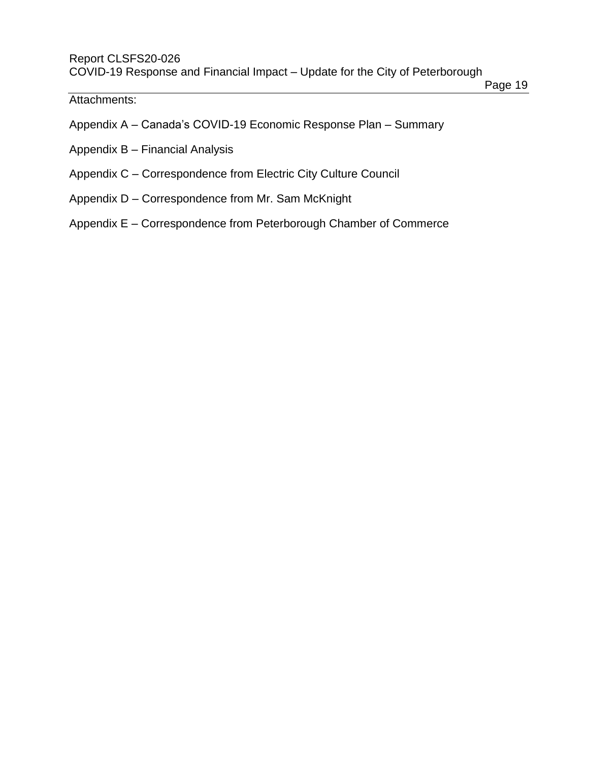Attachments:

Appendix A – Canada's COVID-19 Economic Response Plan – Summary

Appendix B – Financial Analysis

Appendix C – Correspondence from Electric City Culture Council

Appendix D – Correspondence from Mr. Sam McKnight

Appendix E – Correspondence from Peterborough Chamber of Commerce